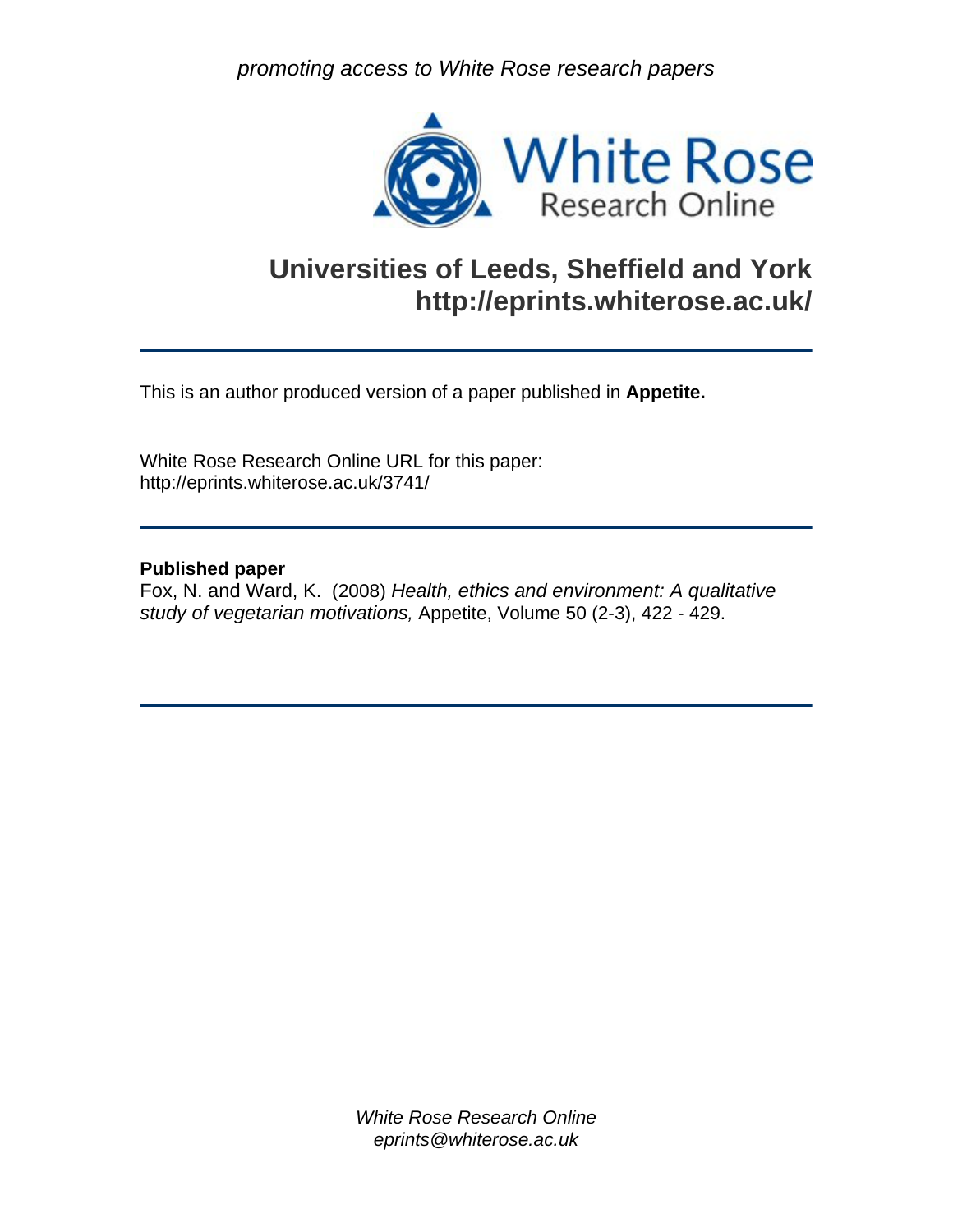*promoting access to White Rose research papers*

White Rose
Research Online

## Universities of Leeds, Sheffield and York
## http://eprints.whiterose.ac.uk/

---

This is an author produced version of a paper published in **Appetite.**

White Rose Research Online URL for this paper:
http://eprints.whiterose.ac.uk/3741/

---

**Published paper**
Fox, N. and Ward, K. (2008) *Health, ethics and environment: A qualitative study of vegetarian motivations,* Appetite, Volume 50 (2-3), 422 - 429.

---

*White Rose Research Online*
*eprints@whiterose.ac.uk*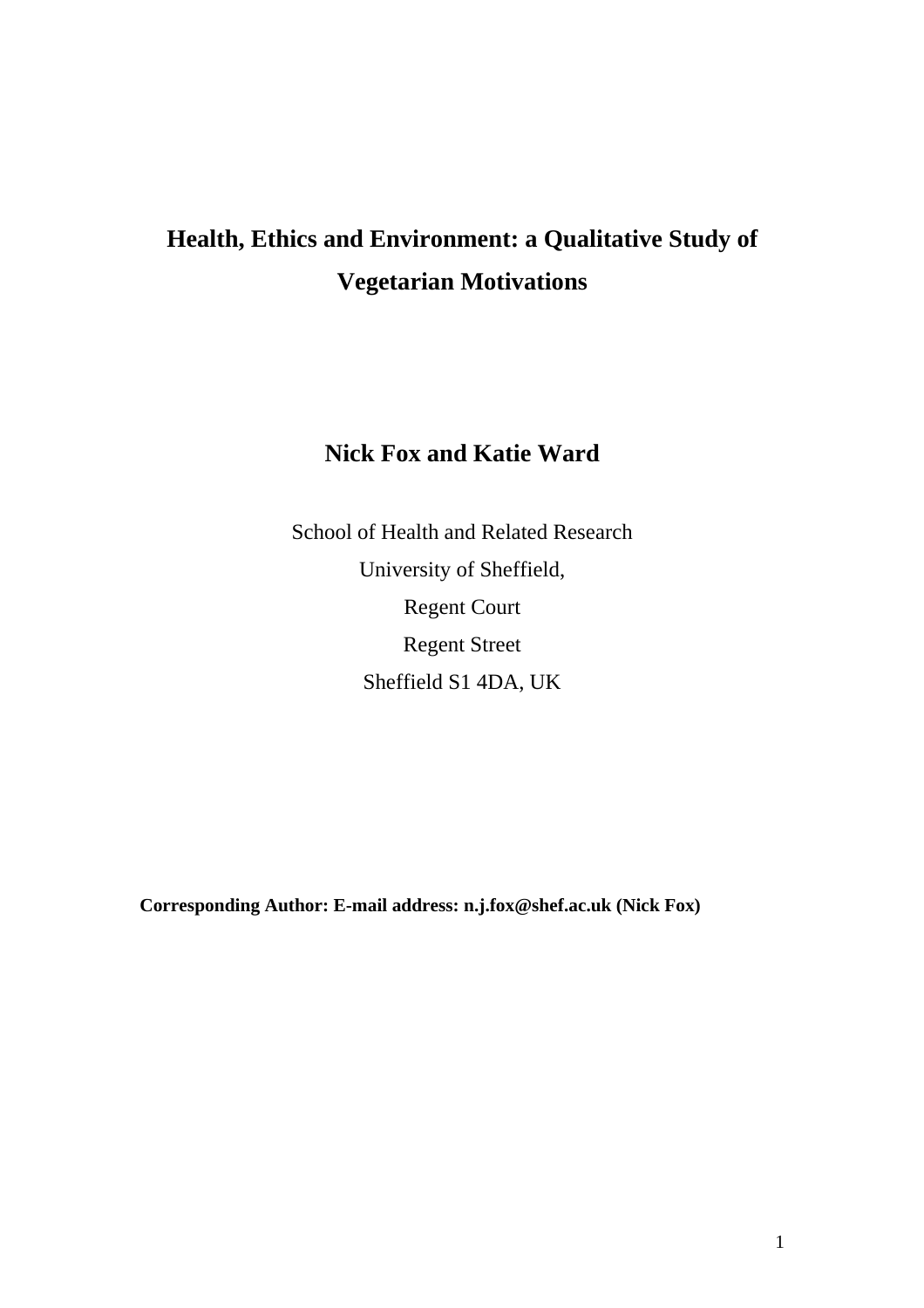# Health, Ethics and Environment: a Qualitative Study of Vegetarian Motivations

## Nick Fox and Katie Ward

School of Health and Related Research

University of Sheffield,

Regent Court

Regent Street

Sheffield S1 4DA, UK

**Corresponding Author: E-mail address: n.j.fox@shef.ac.uk (Nick Fox)**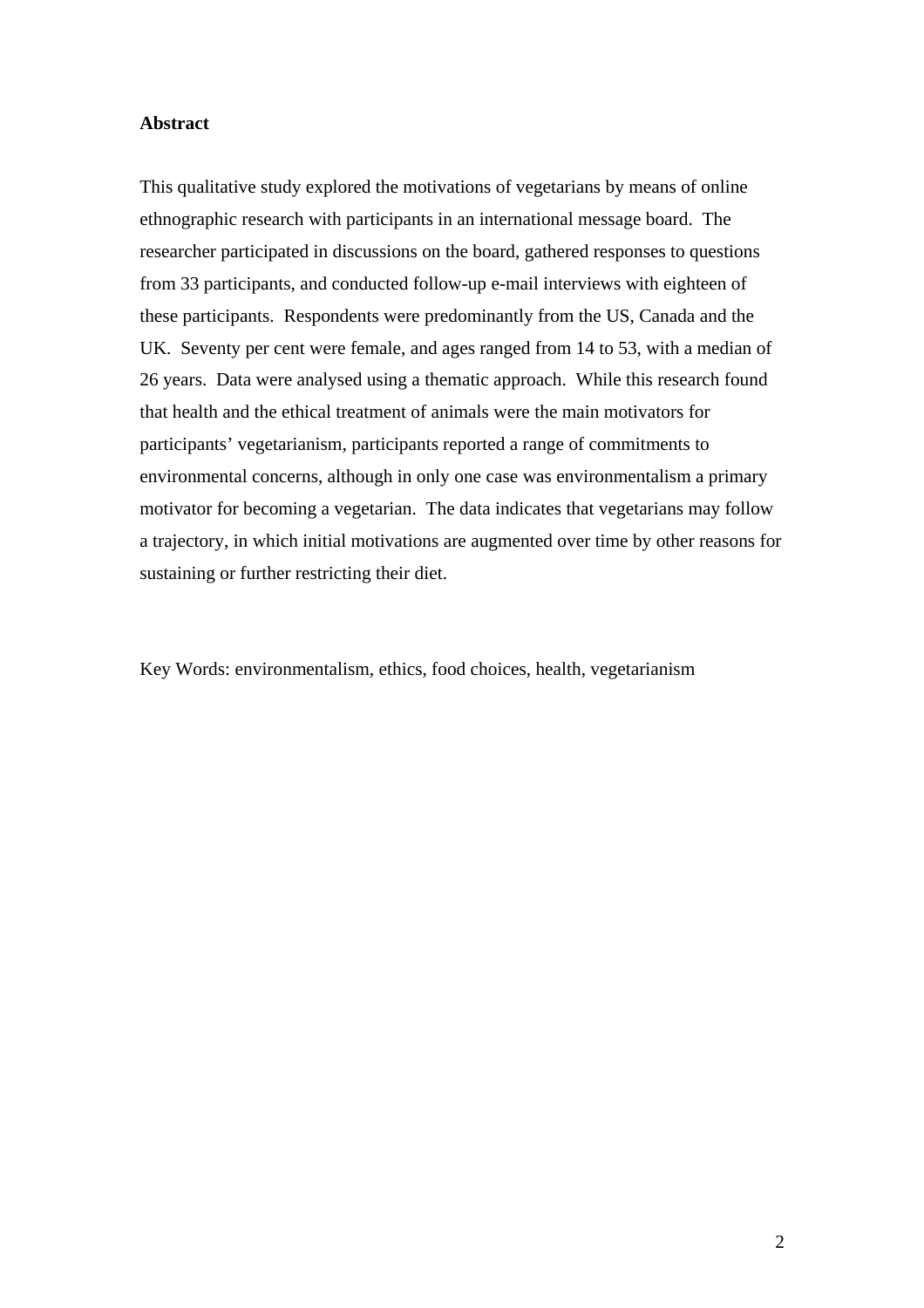**Abstract**

This qualitative study explored the motivations of vegetarians by means of online ethnographic research with participants in an international message board. The researcher participated in discussions on the board, gathered responses to questions from 33 participants, and conducted follow-up e-mail interviews with eighteen of these participants. Respondents were predominantly from the US, Canada and the UK. Seventy per cent were female, and ages ranged from 14 to 53, with a median of 26 years. Data were analysed using a thematic approach. While this research found that health and the ethical treatment of animals were the main motivators for participants' vegetarianism, participants reported a range of commitments to environmental concerns, although in only one case was environmentalism a primary motivator for becoming a vegetarian. The data indicates that vegetarians may follow a trajectory, in which initial motivations are augmented over time by other reasons for sustaining or further restricting their diet.

Key Words: environmentalism, ethics, food choices, health, vegetarianism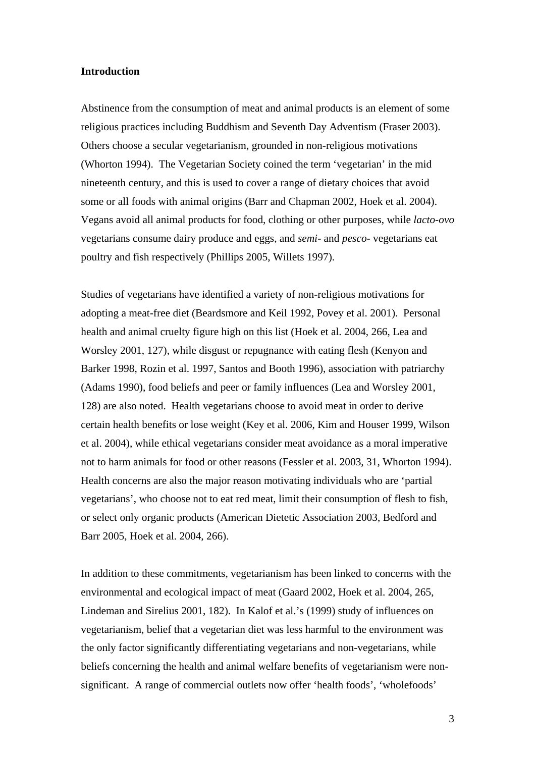**Introduction**

Abstinence from the consumption of meat and animal products is an element of some religious practices including Buddhism and Seventh Day Adventism (Fraser 2003). Others choose a secular vegetarianism, grounded in non-religious motivations (Whorton 1994). The Vegetarian Society coined the term 'vegetarian' in the mid nineteenth century, and this is used to cover a range of dietary choices that avoid some or all foods with animal origins (Barr and Chapman 2002, Hoek et al. 2004). Vegans avoid all animal products for food, clothing or other purposes, while *lacto-ovo* vegetarians consume dairy produce and eggs, and *semi-* and *pesco-* vegetarians eat poultry and fish respectively (Phillips 2005, Willets 1997).

Studies of vegetarians have identified a variety of non-religious motivations for adopting a meat-free diet (Beardsmore and Keil 1992, Povey et al. 2001). Personal health and animal cruelty figure high on this list (Hoek et al. 2004, 266, Lea and Worsley 2001, 127), while disgust or repugnance with eating flesh (Kenyon and Barker 1998, Rozin et al. 1997, Santos and Booth 1996), association with patriarchy (Adams 1990), food beliefs and peer or family influences (Lea and Worsley 2001, 128) are also noted. Health vegetarians choose to avoid meat in order to derive certain health benefits or lose weight (Key et al. 2006, Kim and Houser 1999, Wilson et al. 2004), while ethical vegetarians consider meat avoidance as a moral imperative not to harm animals for food or other reasons (Fessler et al. 2003, 31, Whorton 1994). Health concerns are also the major reason motivating individuals who are 'partial vegetarians', who choose not to eat red meat, limit their consumption of flesh to fish, or select only organic products (American Dietetic Association 2003, Bedford and Barr 2005, Hoek et al. 2004, 266).

In addition to these commitments, vegetarianism has been linked to concerns with the environmental and ecological impact of meat (Gaard 2002, Hoek et al. 2004, 265, Lindeman and Sirelius 2001, 182). In Kalof et al.'s (1999) study of influences on vegetarianism, belief that a vegetarian diet was less harmful to the environment was the only factor significantly differentiating vegetarians and non-vegetarians, while beliefs concerning the health and animal welfare benefits of vegetarianism were non-significant. A range of commercial outlets now offer 'health foods', 'wholefoods'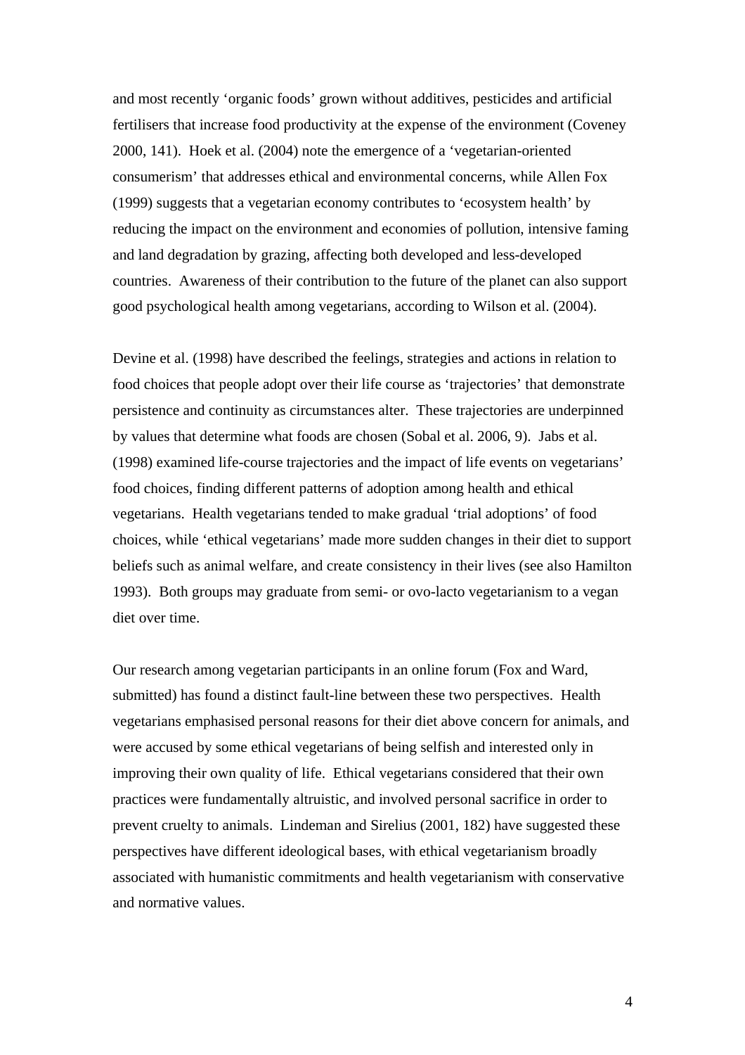and most recently 'organic foods' grown without additives, pesticides and artificial fertilisers that increase food productivity at the expense of the environment (Coveney 2000, 141). Hoek et al. (2004) note the emergence of a 'vegetarian-oriented consumerism' that addresses ethical and environmental concerns, while Allen Fox (1999) suggests that a vegetarian economy contributes to 'ecosystem health' by reducing the impact on the environment and economies of pollution, intensive faming and land degradation by grazing, affecting both developed and less-developed countries. Awareness of their contribution to the future of the planet can also support good psychological health among vegetarians, according to Wilson et al. (2004).

Devine et al. (1998) have described the feelings, strategies and actions in relation to food choices that people adopt over their life course as 'trajectories' that demonstrate persistence and continuity as circumstances alter. These trajectories are underpinned by values that determine what foods are chosen (Sobal et al. 2006, 9). Jabs et al. (1998) examined life-course trajectories and the impact of life events on vegetarians' food choices, finding different patterns of adoption among health and ethical vegetarians. Health vegetarians tended to make gradual 'trial adoptions' of food choices, while 'ethical vegetarians' made more sudden changes in their diet to support beliefs such as animal welfare, and create consistency in their lives (see also Hamilton 1993). Both groups may graduate from semi- or ovo-lacto vegetarianism to a vegan diet over time.

Our research among vegetarian participants in an online forum (Fox and Ward, submitted) has found a distinct fault-line between these two perspectives. Health vegetarians emphasised personal reasons for their diet above concern for animals, and were accused by some ethical vegetarians of being selfish and interested only in improving their own quality of life. Ethical vegetarians considered that their own practices were fundamentally altruistic, and involved personal sacrifice in order to prevent cruelty to animals. Lindeman and Sirelius (2001, 182) have suggested these perspectives have different ideological bases, with ethical vegetarianism broadly associated with humanistic commitments and health vegetarianism with conservative and normative values.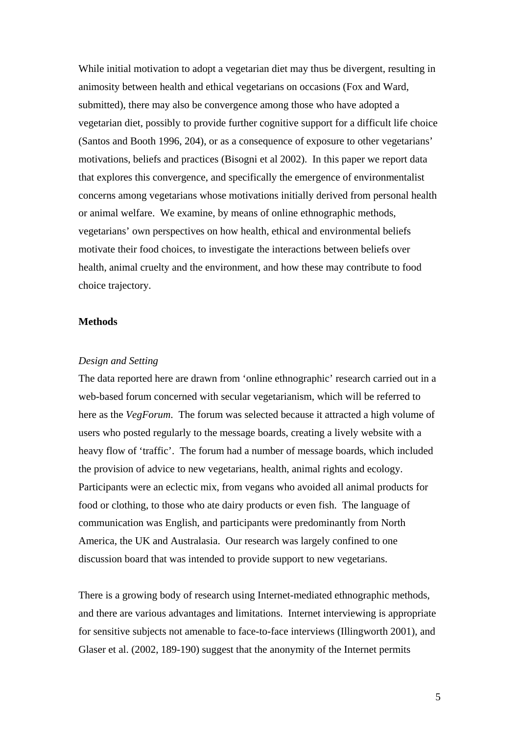While initial motivation to adopt a vegetarian diet may thus be divergent, resulting in animosity between health and ethical vegetarians on occasions (Fox and Ward, submitted), there may also be convergence among those who have adopted a vegetarian diet, possibly to provide further cognitive support for a difficult life choice (Santos and Booth 1996, 204), or as a consequence of exposure to other vegetarians' motivations, beliefs and practices (Bisogni et al 2002). In this paper we report data that explores this convergence, and specifically the emergence of environmentalist concerns among vegetarians whose motivations initially derived from personal health or animal welfare. We examine, by means of online ethnographic methods, vegetarians' own perspectives on how health, ethical and environmental beliefs motivate their food choices, to investigate the interactions between beliefs over health, animal cruelty and the environment, and how these may contribute to food choice trajectory.

## Methods

### *Design and Setting*

The data reported here are drawn from 'online ethnographic' research carried out in a web-based forum concerned with secular vegetarianism, which will be referred to here as the *VegForum*. The forum was selected because it attracted a high volume of users who posted regularly to the message boards, creating a lively website with a heavy flow of 'traffic'. The forum had a number of message boards, which included the provision of advice to new vegetarians, health, animal rights and ecology. Participants were an eclectic mix, from vegans who avoided all animal products for food or clothing, to those who ate dairy products or even fish. The language of communication was English, and participants were predominantly from North America, the UK and Australasia. Our research was largely confined to one discussion board that was intended to provide support to new vegetarians.

There is a growing body of research using Internet-mediated ethnographic methods, and there are various advantages and limitations. Internet interviewing is appropriate for sensitive subjects not amenable to face-to-face interviews (Illingworth 2001), and Glaser et al. (2002, 189-190) suggest that the anonymity of the Internet permits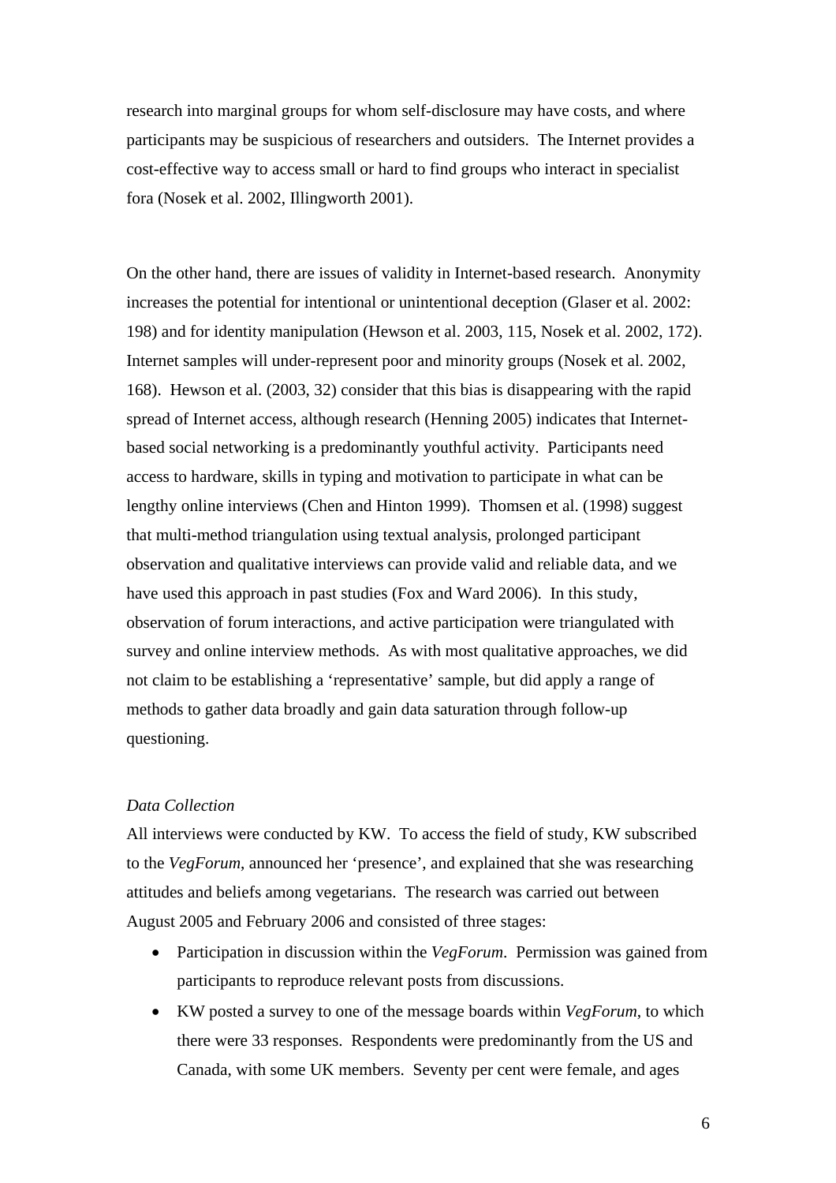research into marginal groups for whom self-disclosure may have costs, and where participants may be suspicious of researchers and outsiders. The Internet provides a cost-effective way to access small or hard to find groups who interact in specialist fora (Nosek et al. 2002, Illingworth 2001).

On the other hand, there are issues of validity in Internet-based research. Anonymity increases the potential for intentional or unintentional deception (Glaser et al. 2002: 198) and for identity manipulation (Hewson et al. 2003, 115, Nosek et al. 2002, 172). Internet samples will under-represent poor and minority groups (Nosek et al. 2002, 168). Hewson et al. (2003, 32) consider that this bias is disappearing with the rapid spread of Internet access, although research (Henning 2005) indicates that Internet-based social networking is a predominantly youthful activity. Participants need access to hardware, skills in typing and motivation to participate in what can be lengthy online interviews (Chen and Hinton 1999). Thomsen et al. (1998) suggest that multi-method triangulation using textual analysis, prolonged participant observation and qualitative interviews can provide valid and reliable data, and we have used this approach in past studies (Fox and Ward 2006). In this study, observation of forum interactions, and active participation were triangulated with survey and online interview methods. As with most qualitative approaches, we did not claim to be establishing a 'representative' sample, but did apply a range of methods to gather data broadly and gain data saturation through follow-up questioning.

*Data Collection*

All interviews were conducted by KW. To access the field of study, KW subscribed to the *VegForum*, announced her 'presence', and explained that she was researching attitudes and beliefs among vegetarians. The research was carried out between August 2005 and February 2006 and consisted of three stages:

- Participation in discussion within the *VegForum*. Permission was gained from participants to reproduce relevant posts from discussions.
- KW posted a survey to one of the message boards within *VegForum*, to which there were 33 responses. Respondents were predominantly from the US and Canada, with some UK members. Seventy per cent were female, and ages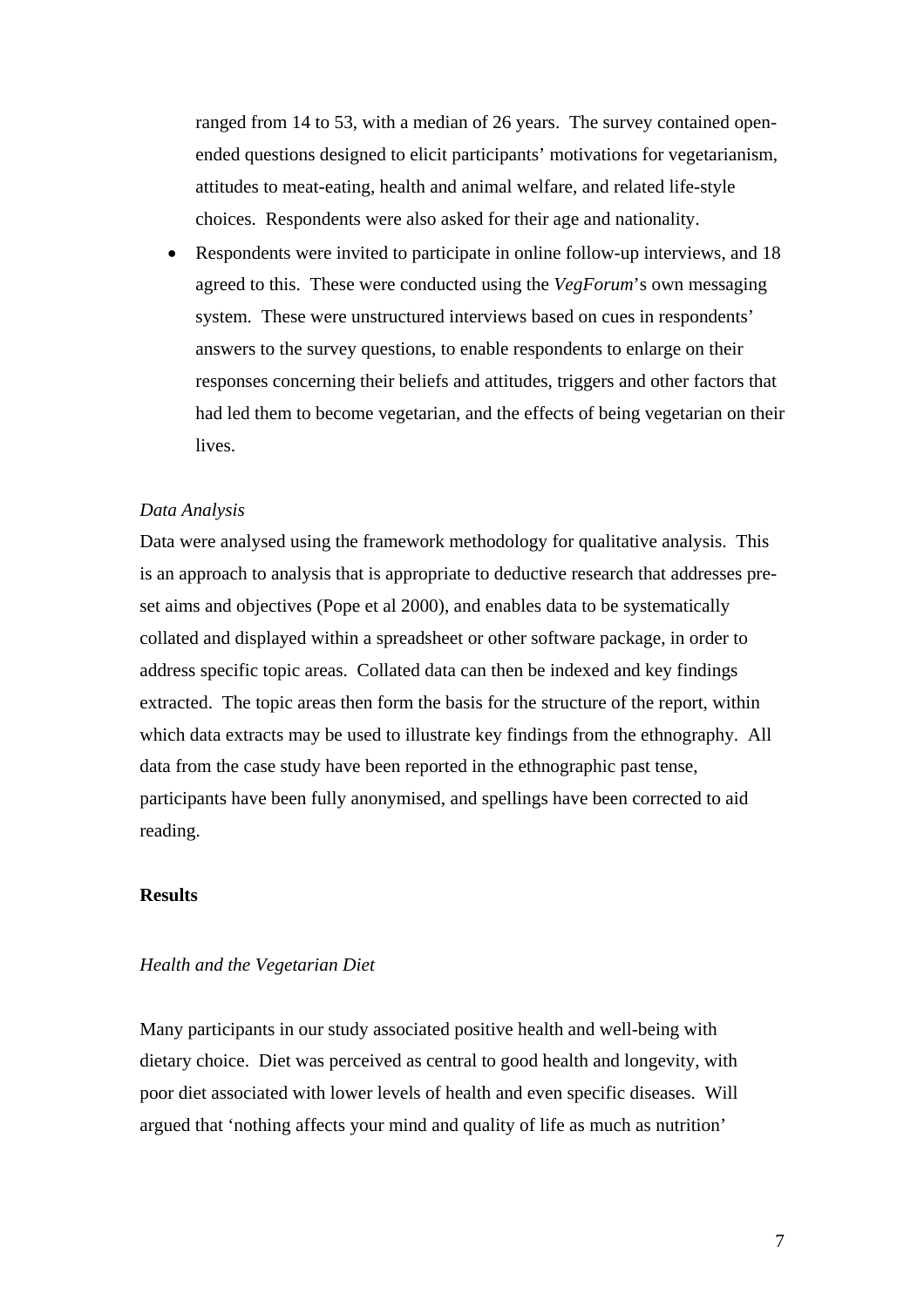ranged from 14 to 53, with a median of 26 years. The survey contained open-ended questions designed to elicit participants' motivations for vegetarianism, attitudes to meat-eating, health and animal welfare, and related life-style choices. Respondents were also asked for their age and nationality.

- Respondents were invited to participate in online follow-up interviews, and 18 agreed to this. These were conducted using the *VegForum*'s own messaging system. These were unstructured interviews based on cues in respondents' answers to the survey questions, to enable respondents to enlarge on their responses concerning their beliefs and attitudes, triggers and other factors that had led them to become vegetarian, and the effects of being vegetarian on their lives.

*Data Analysis*

Data were analysed using the framework methodology for qualitative analysis. This is an approach to analysis that is appropriate to deductive research that addresses pre-set aims and objectives (Pope et al 2000), and enables data to be systematically collated and displayed within a spreadsheet or other software package, in order to address specific topic areas. Collated data can then be indexed and key findings extracted. The topic areas then form the basis for the structure of the report, within which data extracts may be used to illustrate key findings from the ethnography. All data from the case study have been reported in the ethnographic past tense, participants have been fully anonymised, and spellings have been corrected to aid reading.

**Results**

*Health and the Vegetarian Diet*

Many participants in our study associated positive health and well-being with dietary choice. Diet was perceived as central to good health and longevity, with poor diet associated with lower levels of health and even specific diseases. Will argued that 'nothing affects your mind and quality of life as much as nutrition'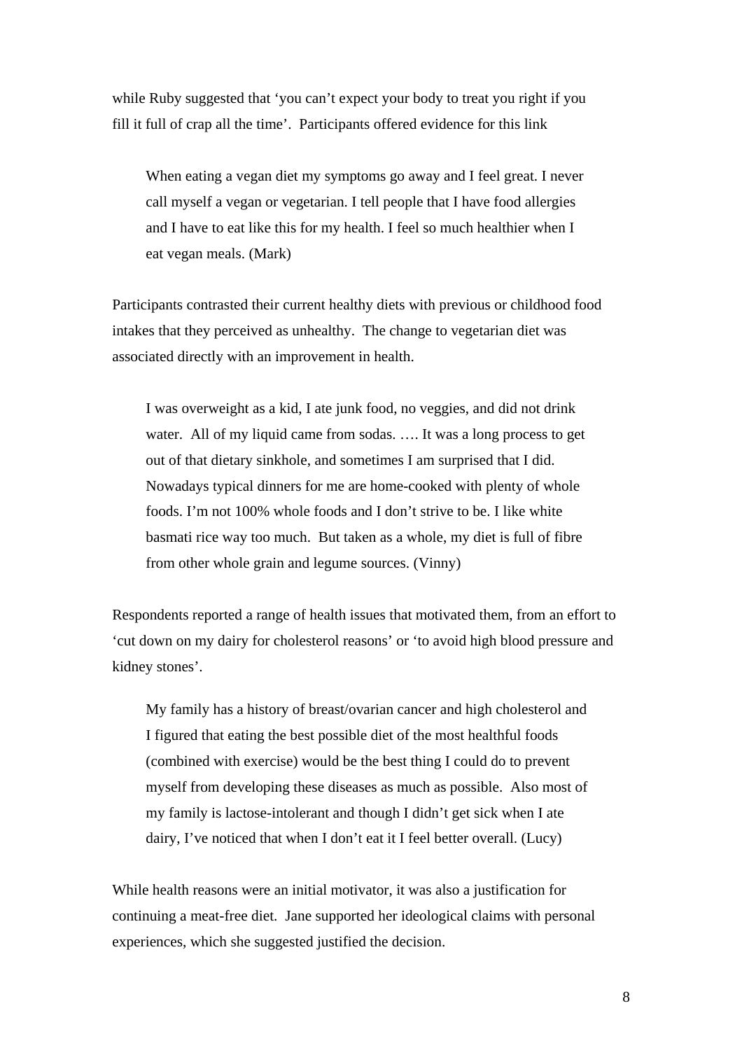while Ruby suggested that 'you can't expect your body to treat you right if you fill it full of crap all the time'. Participants offered evidence for this link

> When eating a vegan diet my symptoms go away and I feel great. I never call myself a vegan or vegetarian. I tell people that I have food allergies and I have to eat like this for my health. I feel so much healthier when I eat vegan meals. (Mark)

Participants contrasted their current healthy diets with previous or childhood food intakes that they perceived as unhealthy. The change to vegetarian diet was associated directly with an improvement in health.

> I was overweight as a kid, I ate junk food, no veggies, and did not drink water. All of my liquid came from sodas. …. It was a long process to get out of that dietary sinkhole, and sometimes I am surprised that I did. Nowadays typical dinners for me are home-cooked with plenty of whole foods. I'm not 100% whole foods and I don't strive to be. I like white basmati rice way too much. But taken as a whole, my diet is full of fibre from other whole grain and legume sources. (Vinny)

Respondents reported a range of health issues that motivated them, from an effort to 'cut down on my dairy for cholesterol reasons' or 'to avoid high blood pressure and kidney stones'.

> My family has a history of breast/ovarian cancer and high cholesterol and I figured that eating the best possible diet of the most healthful foods (combined with exercise) would be the best thing I could do to prevent myself from developing these diseases as much as possible. Also most of my family is lactose-intolerant and though I didn't get sick when I ate dairy, I've noticed that when I don't eat it I feel better overall. (Lucy)

While health reasons were an initial motivator, it was also a justification for continuing a meat-free diet. Jane supported her ideological claims with personal experiences, which she suggested justified the decision.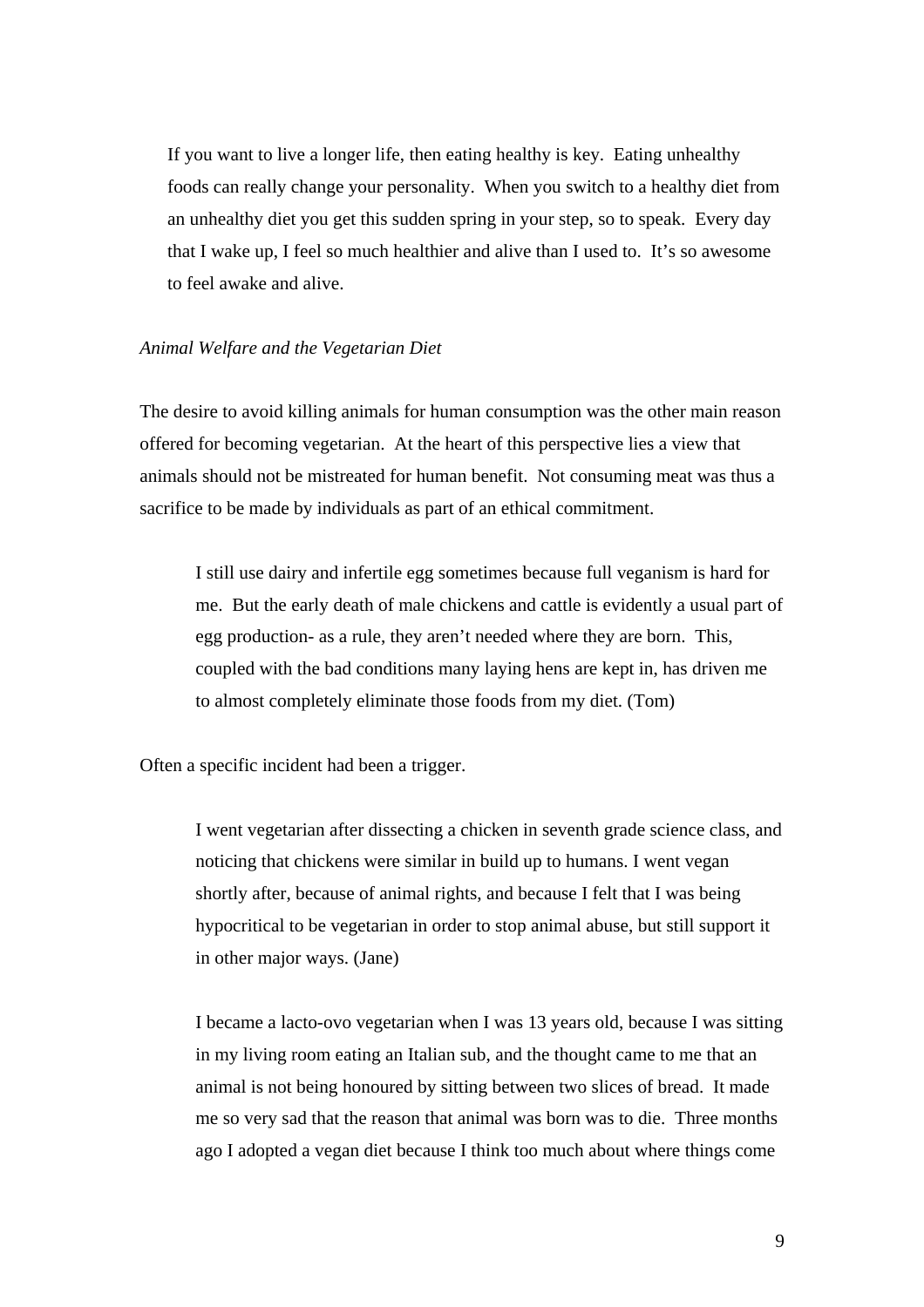> If you want to live a longer life, then eating healthy is key. Eating unhealthy foods can really change your personality. When you switch to a healthy diet from an unhealthy diet you get this sudden spring in your step, so to speak. Every day that I wake up, I feel so much healthier and alive than I used to. It's so awesome to feel awake and alive.

*Animal Welfare and the Vegetarian Diet*

The desire to avoid killing animals for human consumption was the other main reason offered for becoming vegetarian. At the heart of this perspective lies a view that animals should not be mistreated for human benefit. Not consuming meat was thus a sacrifice to be made by individuals as part of an ethical commitment.

> I still use dairy and infertile egg sometimes because full veganism is hard for me. But the early death of male chickens and cattle is evidently a usual part of egg production- as a rule, they aren't needed where they are born. This, coupled with the bad conditions many laying hens are kept in, has driven me to almost completely eliminate those foods from my diet. (Tom)

Often a specific incident had been a trigger.

> I went vegetarian after dissecting a chicken in seventh grade science class, and noticing that chickens were similar in build up to humans. I went vegan shortly after, because of animal rights, and because I felt that I was being hypocritical to be vegetarian in order to stop animal abuse, but still support it in other major ways. (Jane)

> I became a lacto-ovo vegetarian when I was 13 years old, because I was sitting in my living room eating an Italian sub, and the thought came to me that an animal is not being honoured by sitting between two slices of bread. It made me so very sad that the reason that animal was born was to die. Three months ago I adopted a vegan diet because I think too much about where things come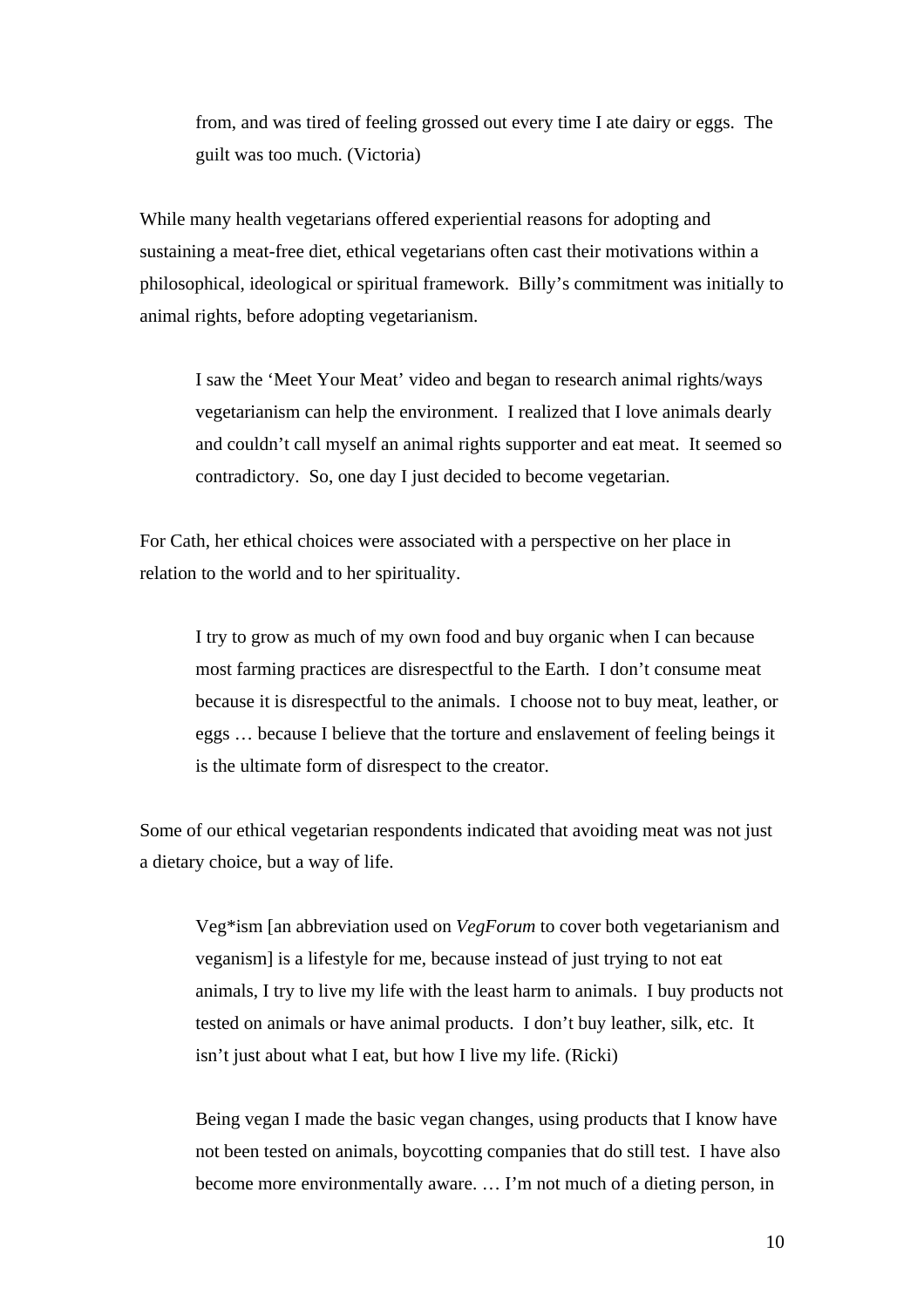> from, and was tired of feeling grossed out every time I ate dairy or eggs. The guilt was too much. (Victoria)

While many health vegetarians offered experiential reasons for adopting and sustaining a meat-free diet, ethical vegetarians often cast their motivations within a philosophical, ideological or spiritual framework. Billy's commitment was initially to animal rights, before adopting vegetarianism.

> I saw the 'Meet Your Meat' video and began to research animal rights/ways vegetarianism can help the environment. I realized that I love animals dearly and couldn't call myself an animal rights supporter and eat meat. It seemed so contradictory. So, one day I just decided to become vegetarian.

For Cath, her ethical choices were associated with a perspective on her place in relation to the world and to her spirituality.

> I try to grow as much of my own food and buy organic when I can because most farming practices are disrespectful to the Earth. I don't consume meat because it is disrespectful to the animals. I choose not to buy meat, leather, or eggs … because I believe that the torture and enslavement of feeling beings it is the ultimate form of disrespect to the creator.

Some of our ethical vegetarian respondents indicated that avoiding meat was not just a dietary choice, but a way of life.

> Veg*ism [an abbreviation used on *VegForum* to cover both vegetarianism and veganism] is a lifestyle for me, because instead of just trying to not eat animals, I try to live my life with the least harm to animals. I buy products not tested on animals or have animal products. I don't buy leather, silk, etc. It isn't just about what I eat, but how I live my life. (Ricki)

> Being vegan I made the basic vegan changes, using products that I know have not been tested on animals, boycotting companies that do still test. I have also become more environmentally aware. … I'm not much of a dieting person, in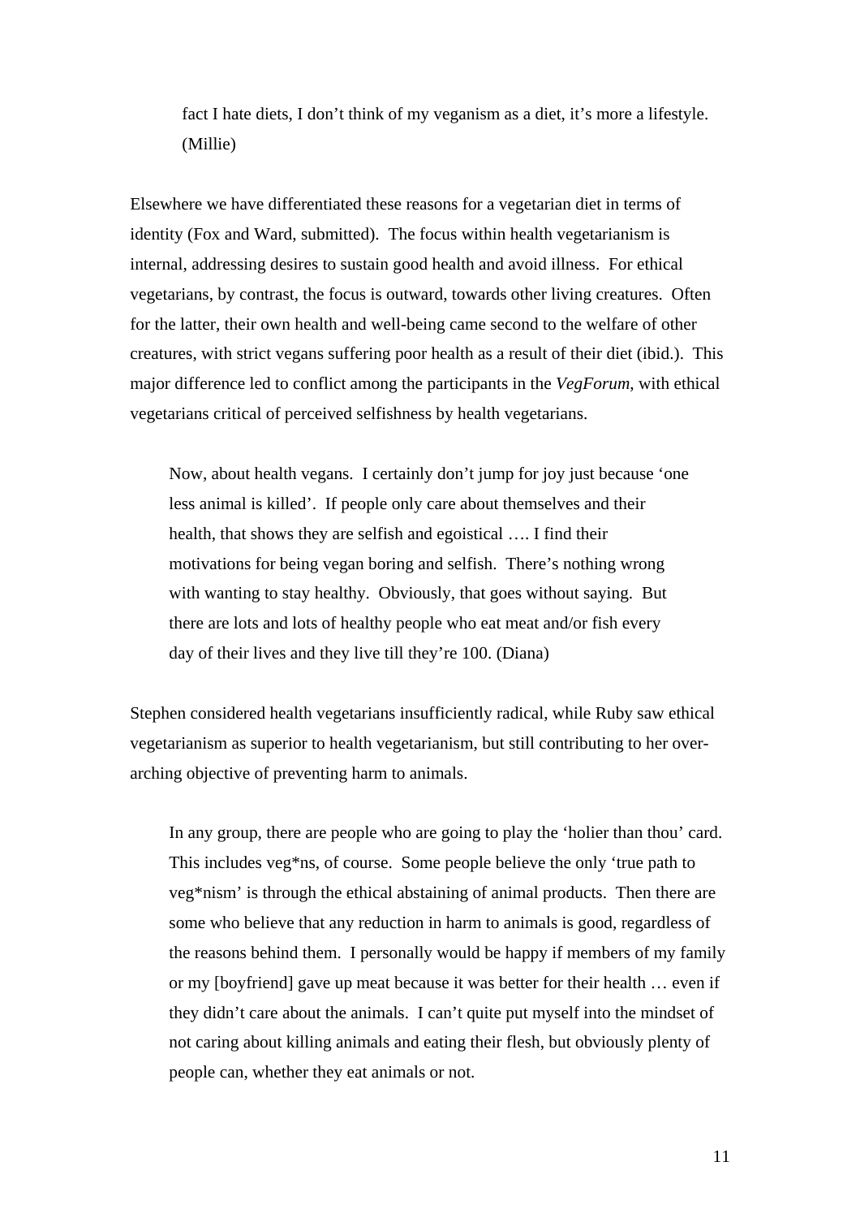> fact I hate diets, I don't think of my veganism as a diet, it's more a lifestyle. (Millie)

Elsewhere we have differentiated these reasons for a vegetarian diet in terms of identity (Fox and Ward, submitted). The focus within health vegetarianism is internal, addressing desires to sustain good health and avoid illness. For ethical vegetarians, by contrast, the focus is outward, towards other living creatures. Often for the latter, their own health and well-being came second to the welfare of other creatures, with strict vegans suffering poor health as a result of their diet (ibid.). This major difference led to conflict among the participants in the *VegForum*, with ethical vegetarians critical of perceived selfishness by health vegetarians.

> Now, about health vegans. I certainly don't jump for joy just because 'one less animal is killed'. If people only care about themselves and their health, that shows they are selfish and egoistical …. I find their motivations for being vegan boring and selfish. There's nothing wrong with wanting to stay healthy. Obviously, that goes without saying. But there are lots and lots of healthy people who eat meat and/or fish every day of their lives and they live till they're 100. (Diana)

Stephen considered health vegetarians insufficiently radical, while Ruby saw ethical vegetarianism as superior to health vegetarianism, but still contributing to her over-arching objective of preventing harm to animals.

> In any group, there are people who are going to play the 'holier than thou' card. This includes veg*ns, of course. Some people believe the only 'true path to veg*nism' is through the ethical abstaining of animal products. Then there are some who believe that any reduction in harm to animals is good, regardless of the reasons behind them. I personally would be happy if members of my family or my [boyfriend] gave up meat because it was better for their health … even if they didn't care about the animals. I can't quite put myself into the mindset of not caring about killing animals and eating their flesh, but obviously plenty of people can, whether they eat animals or not.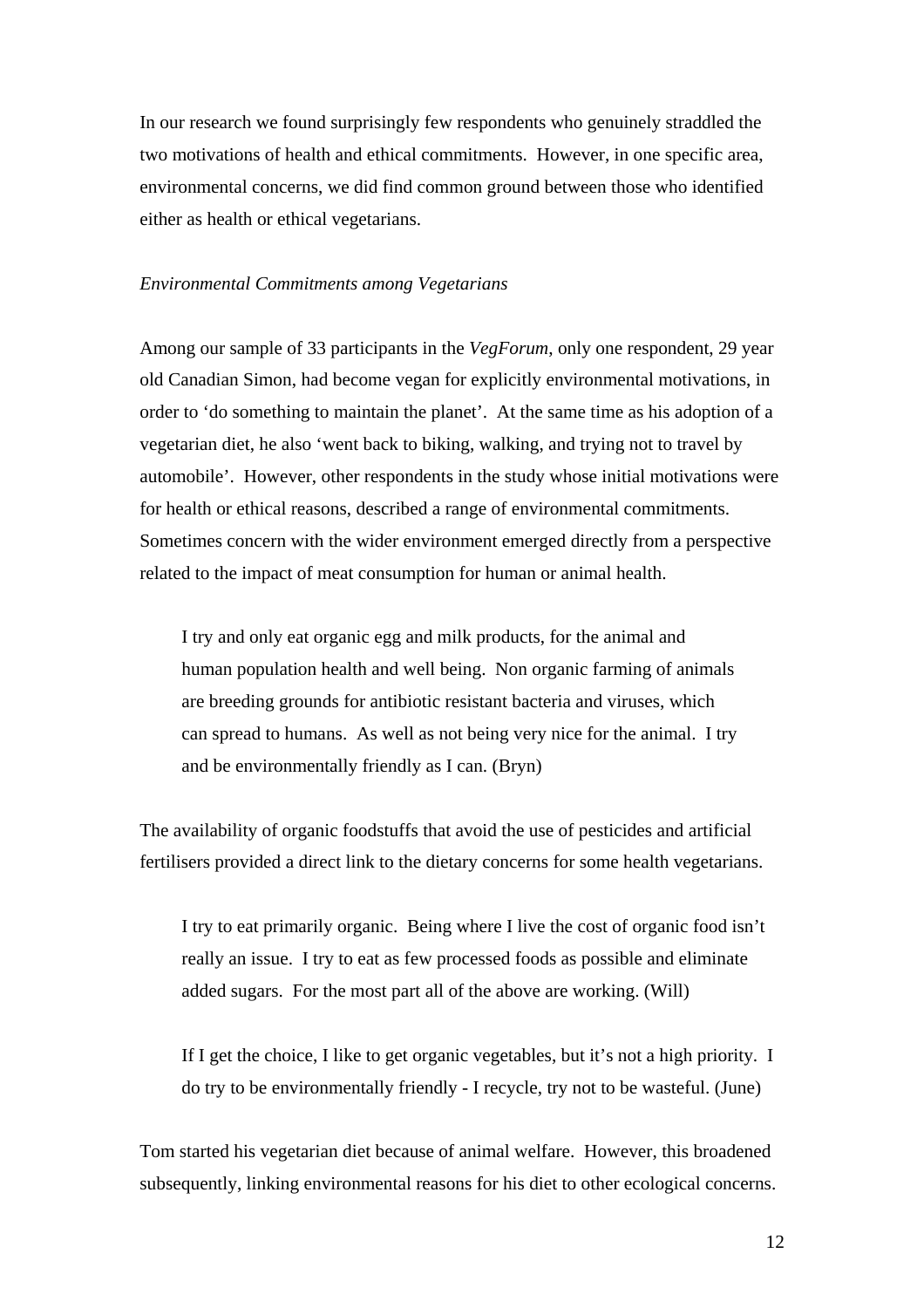In our research we found surprisingly few respondents who genuinely straddled the two motivations of health and ethical commitments. However, in one specific area, environmental concerns, we did find common ground between those who identified either as health or ethical vegetarians.

*Environmental Commitments among Vegetarians*

Among our sample of 33 participants in the *VegForum*, only one respondent, 29 year old Canadian Simon, had become vegan for explicitly environmental motivations, in order to 'do something to maintain the planet'. At the same time as his adoption of a vegetarian diet, he also 'went back to biking, walking, and trying not to travel by automobile'. However, other respondents in the study whose initial motivations were for health or ethical reasons, described a range of environmental commitments. Sometimes concern with the wider environment emerged directly from a perspective related to the impact of meat consumption for human or animal health.

> I try and only eat organic egg and milk products, for the animal and human population health and well being. Non organic farming of animals are breeding grounds for antibiotic resistant bacteria and viruses, which can spread to humans. As well as not being very nice for the animal. I try and be environmentally friendly as I can. (Bryn)

The availability of organic foodstuffs that avoid the use of pesticides and artificial fertilisers provided a direct link to the dietary concerns for some health vegetarians.

> I try to eat primarily organic. Being where I live the cost of organic food isn't really an issue. I try to eat as few processed foods as possible and eliminate added sugars. For the most part all of the above are working. (Will)

> If I get the choice, I like to get organic vegetables, but it's not a high priority. I do try to be environmentally friendly - I recycle, try not to be wasteful. (June)

Tom started his vegetarian diet because of animal welfare. However, this broadened subsequently, linking environmental reasons for his diet to other ecological concerns.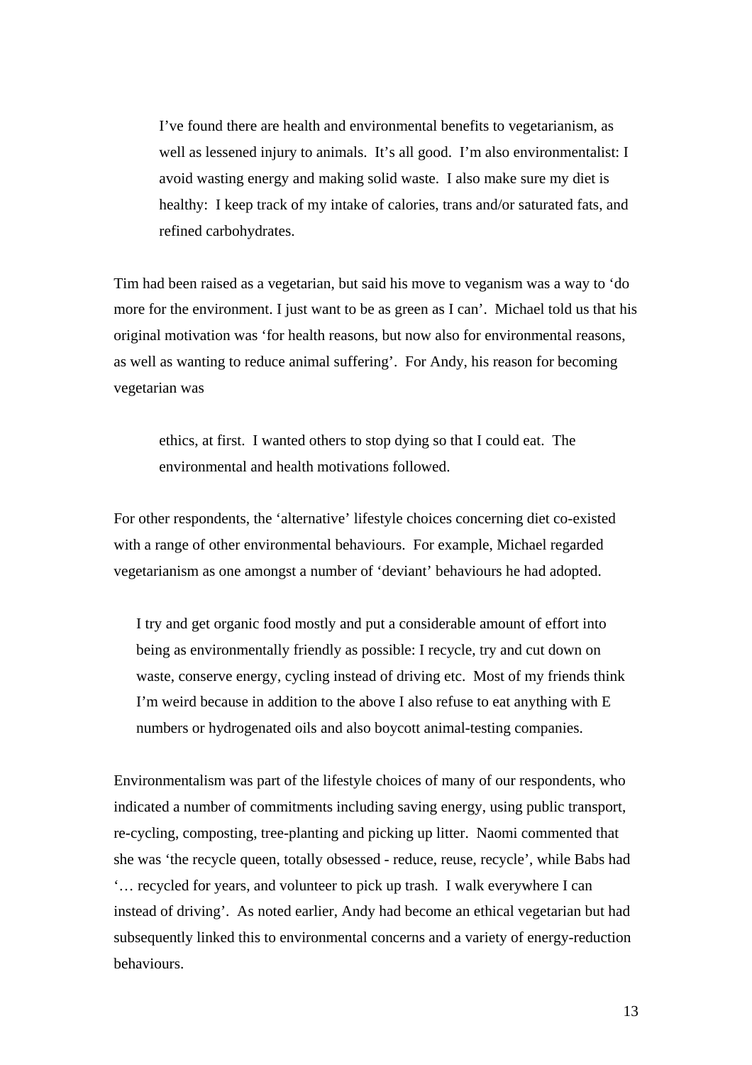> I've found there are health and environmental benefits to vegetarianism, as well as lessened injury to animals. It's all good. I'm also environmentalist: I avoid wasting energy and making solid waste. I also make sure my diet is healthy: I keep track of my intake of calories, trans and/or saturated fats, and refined carbohydrates.

Tim had been raised as a vegetarian, but said his move to veganism was a way to 'do more for the environment. I just want to be as green as I can'. Michael told us that his original motivation was 'for health reasons, but now also for environmental reasons, as well as wanting to reduce animal suffering'. For Andy, his reason for becoming vegetarian was

> ethics, at first. I wanted others to stop dying so that I could eat. The environmental and health motivations followed.

For other respondents, the 'alternative' lifestyle choices concerning diet co-existed with a range of other environmental behaviours. For example, Michael regarded vegetarianism as one amongst a number of 'deviant' behaviours he had adopted.

> I try and get organic food mostly and put a considerable amount of effort into being as environmentally friendly as possible: I recycle, try and cut down on waste, conserve energy, cycling instead of driving etc. Most of my friends think I'm weird because in addition to the above I also refuse to eat anything with E numbers or hydrogenated oils and also boycott animal-testing companies.

Environmentalism was part of the lifestyle choices of many of our respondents, who indicated a number of commitments including saving energy, using public transport, re-cycling, composting, tree-planting and picking up litter. Naomi commented that she was 'the recycle queen, totally obsessed - reduce, reuse, recycle', while Babs had '… recycled for years, and volunteer to pick up trash. I walk everywhere I can instead of driving'. As noted earlier, Andy had become an ethical vegetarian but had subsequently linked this to environmental concerns and a variety of energy-reduction behaviours.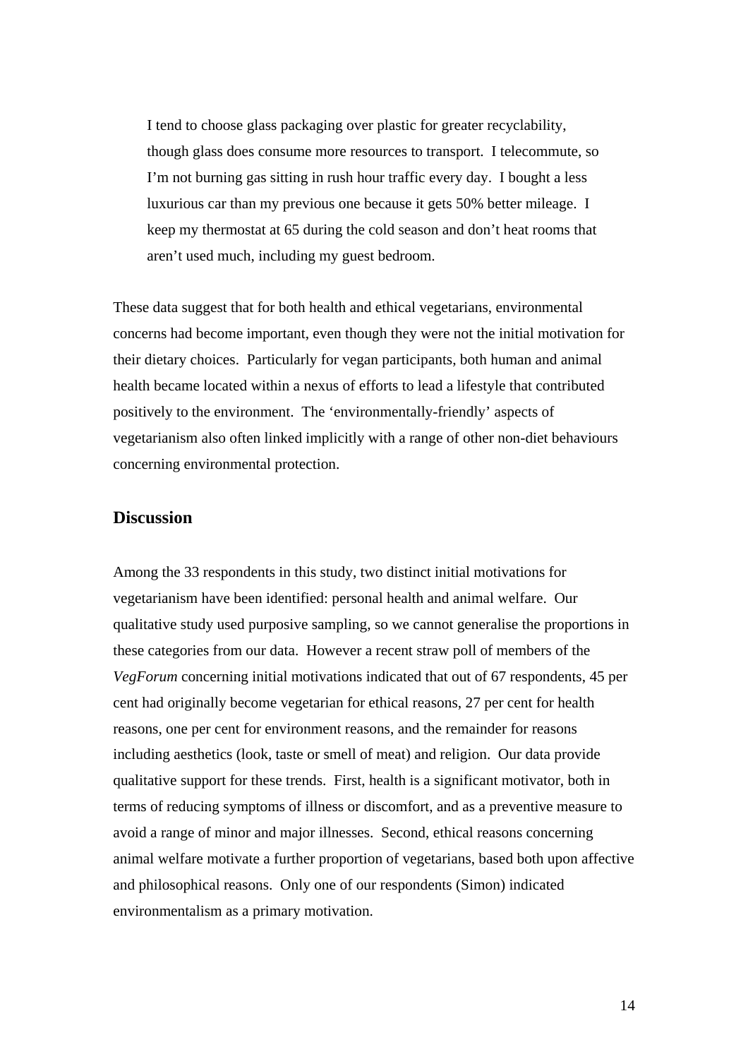> I tend to choose glass packaging over plastic for greater recyclability, though glass does consume more resources to transport. I telecommute, so I'm not burning gas sitting in rush hour traffic every day. I bought a less luxurious car than my previous one because it gets 50% better mileage. I keep my thermostat at 65 during the cold season and don't heat rooms that aren't used much, including my guest bedroom.

These data suggest that for both health and ethical vegetarians, environmental concerns had become important, even though they were not the initial motivation for their dietary choices. Particularly for vegan participants, both human and animal health became located within a nexus of efforts to lead a lifestyle that contributed positively to the environment. The 'environmentally-friendly' aspects of vegetarianism also often linked implicitly with a range of other non-diet behaviours concerning environmental protection.

## Discussion

Among the 33 respondents in this study, two distinct initial motivations for vegetarianism have been identified: personal health and animal welfare. Our qualitative study used purposive sampling, so we cannot generalise the proportions in these categories from our data. However a recent straw poll of members of the *VegForum* concerning initial motivations indicated that out of 67 respondents, 45 per cent had originally become vegetarian for ethical reasons, 27 per cent for health reasons, one per cent for environment reasons, and the remainder for reasons including aesthetics (look, taste or smell of meat) and religion. Our data provide qualitative support for these trends. First, health is a significant motivator, both in terms of reducing symptoms of illness or discomfort, and as a preventive measure to avoid a range of minor and major illnesses. Second, ethical reasons concerning animal welfare motivate a further proportion of vegetarians, based both upon affective and philosophical reasons. Only one of our respondents (Simon) indicated environmentalism as a primary motivation.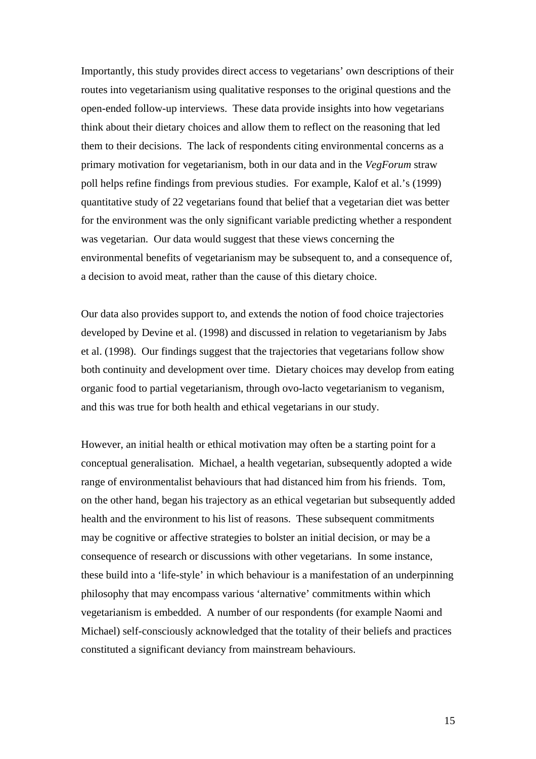Importantly, this study provides direct access to vegetarians' own descriptions of their routes into vegetarianism using qualitative responses to the original questions and the open-ended follow-up interviews. These data provide insights into how vegetarians think about their dietary choices and allow them to reflect on the reasoning that led them to their decisions. The lack of respondents citing environmental concerns as a primary motivation for vegetarianism, both in our data and in the *VegForum* straw poll helps refine findings from previous studies. For example, Kalof et al.'s (1999) quantitative study of 22 vegetarians found that belief that a vegetarian diet was better for the environment was the only significant variable predicting whether a respondent was vegetarian. Our data would suggest that these views concerning the environmental benefits of vegetarianism may be subsequent to, and a consequence of, a decision to avoid meat, rather than the cause of this dietary choice.

Our data also provides support to, and extends the notion of food choice trajectories developed by Devine et al. (1998) and discussed in relation to vegetarianism by Jabs et al. (1998). Our findings suggest that the trajectories that vegetarians follow show both continuity and development over time. Dietary choices may develop from eating organic food to partial vegetarianism, through ovo-lacto vegetarianism to veganism, and this was true for both health and ethical vegetarians in our study.

However, an initial health or ethical motivation may often be a starting point for a conceptual generalisation. Michael, a health vegetarian, subsequently adopted a wide range of environmentalist behaviours that had distanced him from his friends. Tom, on the other hand, began his trajectory as an ethical vegetarian but subsequently added health and the environment to his list of reasons. These subsequent commitments may be cognitive or affective strategies to bolster an initial decision, or may be a consequence of research or discussions with other vegetarians. In some instance, these build into a 'life-style' in which behaviour is a manifestation of an underpinning philosophy that may encompass various 'alternative' commitments within which vegetarianism is embedded. A number of our respondents (for example Naomi and Michael) self-consciously acknowledged that the totality of their beliefs and practices constituted a significant deviancy from mainstream behaviours.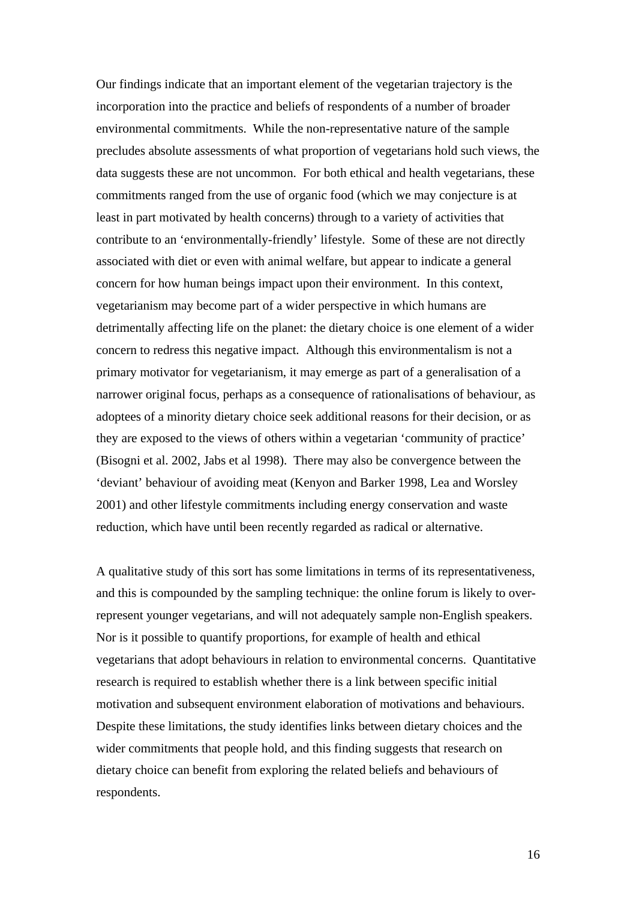Our findings indicate that an important element of the vegetarian trajectory is the incorporation into the practice and beliefs of respondents of a number of broader environmental commitments. While the non-representative nature of the sample precludes absolute assessments of what proportion of vegetarians hold such views, the data suggests these are not uncommon. For both ethical and health vegetarians, these commitments ranged from the use of organic food (which we may conjecture is at least in part motivated by health concerns) through to a variety of activities that contribute to an 'environmentally-friendly' lifestyle. Some of these are not directly associated with diet or even with animal welfare, but appear to indicate a general concern for how human beings impact upon their environment. In this context, vegetarianism may become part of a wider perspective in which humans are detrimentally affecting life on the planet: the dietary choice is one element of a wider concern to redress this negative impact. Although this environmentalism is not a primary motivator for vegetarianism, it may emerge as part of a generalisation of a narrower original focus, perhaps as a consequence of rationalisations of behaviour, as adoptees of a minority dietary choice seek additional reasons for their decision, or as they are exposed to the views of others within a vegetarian 'community of practice' (Bisogni et al. 2002, Jabs et al 1998). There may also be convergence between the 'deviant' behaviour of avoiding meat (Kenyon and Barker 1998, Lea and Worsley 2001) and other lifestyle commitments including energy conservation and waste reduction, which have until been recently regarded as radical or alternative.

A qualitative study of this sort has some limitations in terms of its representativeness, and this is compounded by the sampling technique: the online forum is likely to over-represent younger vegetarians, and will not adequately sample non-English speakers. Nor is it possible to quantify proportions, for example of health and ethical vegetarians that adopt behaviours in relation to environmental concerns. Quantitative research is required to establish whether there is a link between specific initial motivation and subsequent environment elaboration of motivations and behaviours. Despite these limitations, the study identifies links between dietary choices and the wider commitments that people hold, and this finding suggests that research on dietary choice can benefit from exploring the related beliefs and behaviours of respondents.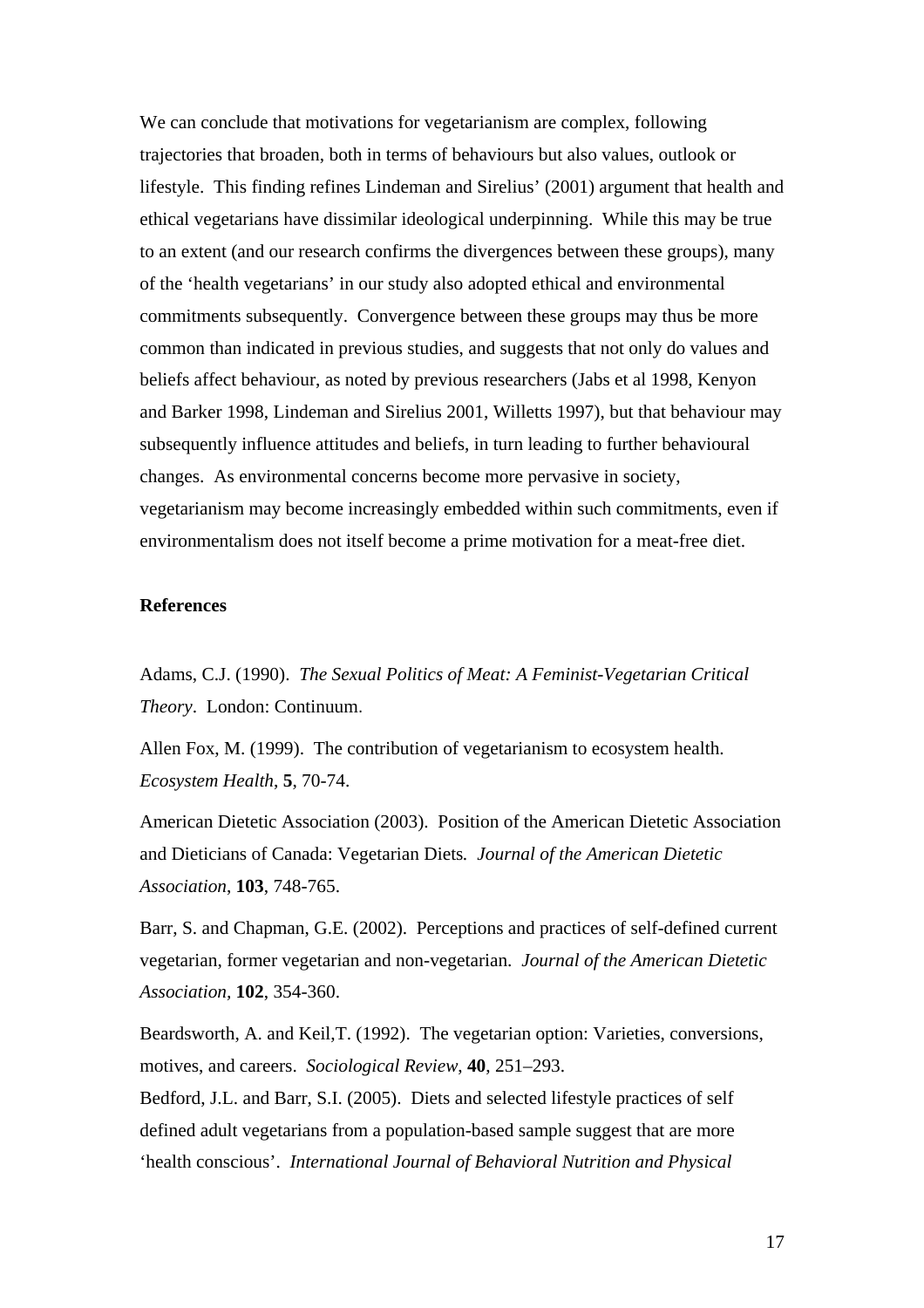We can conclude that motivations for vegetarianism are complex, following trajectories that broaden, both in terms of behaviours but also values, outlook or lifestyle. This finding refines Lindeman and Sirelius' (2001) argument that health and ethical vegetarians have dissimilar ideological underpinning. While this may be true to an extent (and our research confirms the divergences between these groups), many of the 'health vegetarians' in our study also adopted ethical and environmental commitments subsequently. Convergence between these groups may thus be more common than indicated in previous studies, and suggests that not only do values and beliefs affect behaviour, as noted by previous researchers (Jabs et al 1998, Kenyon and Barker 1998, Lindeman and Sirelius 2001, Willetts 1997), but that behaviour may subsequently influence attitudes and beliefs, in turn leading to further behavioural changes. As environmental concerns become more pervasive in society, vegetarianism may become increasingly embedded within such commitments, even if environmentalism does not itself become a prime motivation for a meat-free diet.

**References**

Adams, C.J. (1990). *The Sexual Politics of Meat: A Feminist-Vegetarian Critical Theory*. London: Continuum.

Allen Fox, M. (1999). The contribution of vegetarianism to ecosystem health. *Ecosystem Health*, **5**, 70-74.

American Dietetic Association (2003). Position of the American Dietetic Association and Dieticians of Canada: Vegetarian Diets*. Journal of the American Dietetic Association*, **103**, 748-765.

Barr, S. and Chapman, G.E. (2002). Perceptions and practices of self-defined current vegetarian, former vegetarian and non-vegetarian. *Journal of the American Dietetic Association*, **102**, 354-360.

Beardsworth, A. and Keil,T. (1992). The vegetarian option: Varieties, conversions, motives, and careers. *Sociological Review*, **40**, 251–293.

Bedford, J.L. and Barr, S.I. (2005). Diets and selected lifestyle practices of self defined adult vegetarians from a population-based sample suggest that are more 'health conscious'. *International Journal of Behavioral Nutrition and Physical*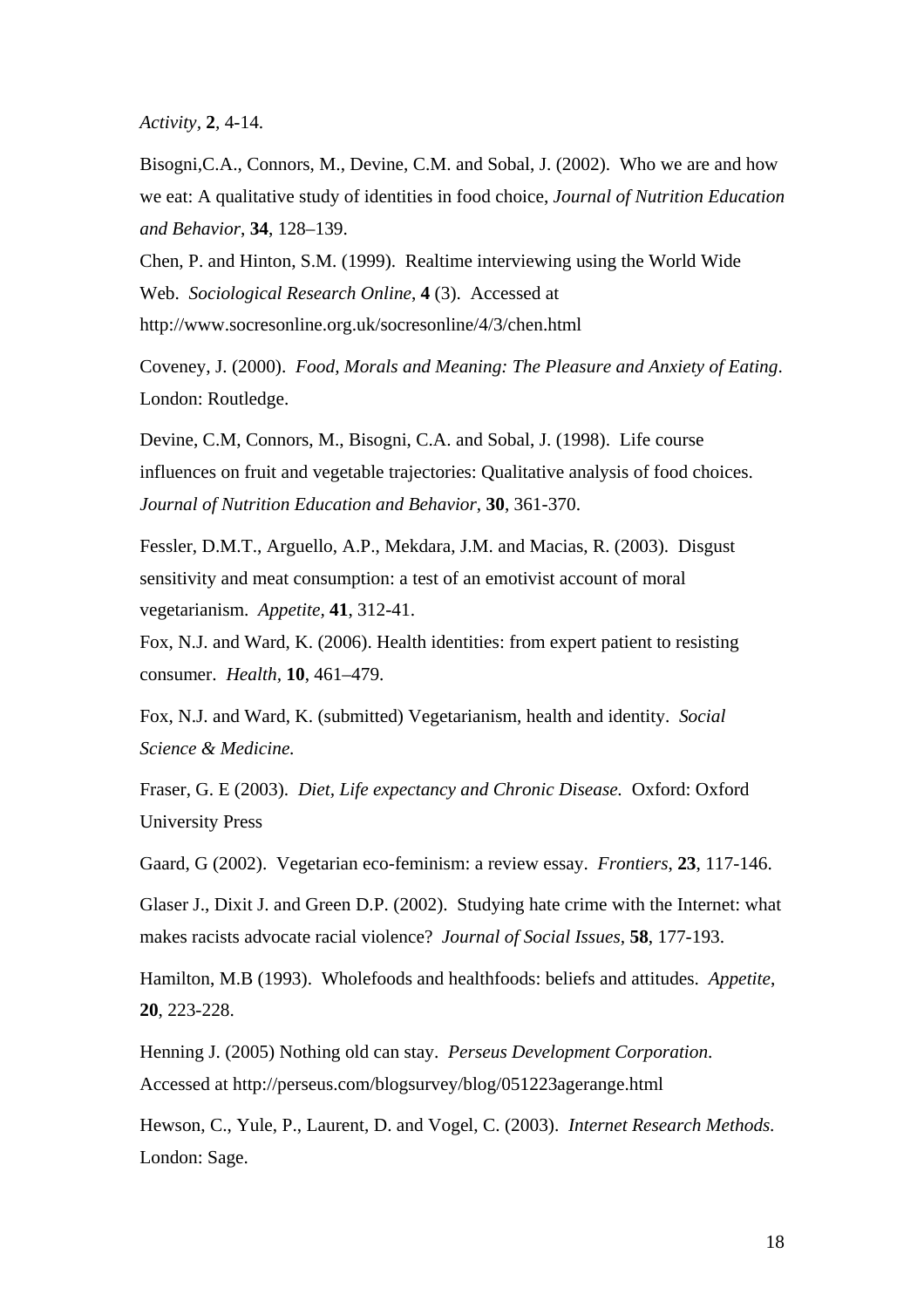*Activity*, **2**, 4-14.

Bisogni,C.A., Connors, M., Devine, C.M. and Sobal, J. (2002). Who we are and how we eat: A qualitative study of identities in food choice, *Journal of Nutrition Education and Behavior*, **34**, 128–139.

Chen, P. and Hinton, S.M. (1999). Realtime interviewing using the World Wide Web. *Sociological Research Online*, **4** (3). Accessed at http://www.socresonline.org.uk/socresonline/4/3/chen.html

Coveney, J. (2000). *Food, Morals and Meaning: The Pleasure and Anxiety of Eating*. London: Routledge.

Devine, C.M, Connors, M., Bisogni, C.A. and Sobal, J. (1998). Life course influences on fruit and vegetable trajectories: Qualitative analysis of food choices. *Journal of Nutrition Education and Behavior*, **30**, 361-370.

Fessler, D.M.T., Arguello, A.P., Mekdara, J.M. and Macias, R. (2003). Disgust sensitivity and meat consumption: a test of an emotivist account of moral vegetarianism. *Appetite*, **41**, 312-41.

Fox, N.J. and Ward, K. (2006). Health identities: from expert patient to resisting consumer. *Health*, **10**, 461–479.

Fox, N.J. and Ward, K. (submitted) Vegetarianism, health and identity. *Social Science & Medicine.*

Fraser, G. E (2003). *Diet, Life expectancy and Chronic Disease.* Oxford: Oxford University Press

Gaard, G (2002). Vegetarian eco-feminism: a review essay. *Frontiers*, **23**, 117-146.

Glaser J., Dixit J. and Green D.P. (2002). Studying hate crime with the Internet: what makes racists advocate racial violence? *Journal of Social Issues,* **58**, 177-193.

Hamilton, M.B (1993). Wholefoods and healthfoods: beliefs and attitudes. *Appetite*, **20**, 223-228.

Henning J. (2005) Nothing old can stay. *Perseus Development Corporation*. Accessed at http://perseus.com/blogsurvey/blog/051223agerange.html

Hewson, C., Yule, P., Laurent, D. and Vogel, C. (2003). *Internet Research Methods.* London: Sage.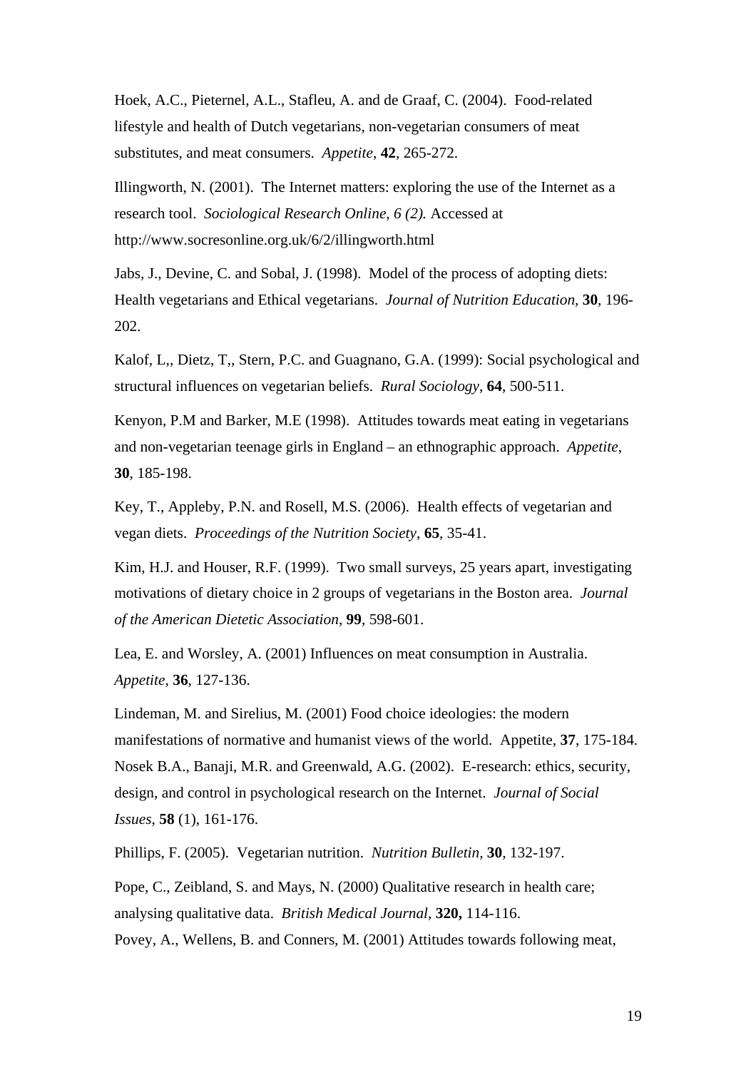Hoek, A.C., Pieternel, A.L., Stafleu, A. and de Graaf, C. (2004). Food-related lifestyle and health of Dutch vegetarians, non-vegetarian consumers of meat substitutes, and meat consumers. *Appetite*, **42**, 265-272.

Illingworth, N. (2001). The Internet matters: exploring the use of the Internet as a research tool. *Sociological Research Online*, *6 (2).* Accessed at http://www.socresonline.org.uk/6/2/illingworth.html

Jabs, J., Devine, C. and Sobal, J. (1998). Model of the process of adopting diets: Health vegetarians and Ethical vegetarians. *Journal of Nutrition Education*, **30**, 196-202.

Kalof, L,, Dietz, T,, Stern, P.C. and Guagnano, G.A. (1999): Social psychological and structural influences on vegetarian beliefs. *Rural Sociology*, **64**, 500-511.

Kenyon, P.M and Barker, M.E (1998). Attitudes towards meat eating in vegetarians and non-vegetarian teenage girls in England – an ethnographic approach. *Appetite*, **30**, 185-198.

Key, T., Appleby, P.N. and Rosell, M.S. (2006). Health effects of vegetarian and vegan diets. *Proceedings of the Nutrition Society*, **65**, 35-41.

Kim, H.J. and Houser, R.F. (1999). Two small surveys, 25 years apart, investigating motivations of dietary choice in 2 groups of vegetarians in the Boston area. *Journal of the American Dietetic Association*, **99**, 598-601.

Lea, E. and Worsley, A. (2001) Influences on meat consumption in Australia. *Appetite*, **36**, 127-136.

Lindeman, M. and Sirelius, M. (2001) Food choice ideologies: the modern manifestations of normative and humanist views of the world. Appetite, **37**, 175-184.

Nosek B.A., Banaji, M.R. and Greenwald, A.G. (2002). E-research: ethics, security, design, and control in psychological research on the Internet. *Journal of Social Issues*, **58** (1), 161-176.

Phillips, F. (2005). Vegetarian nutrition. *Nutrition Bulletin*, **30**, 132-197.

Pope, C., Zeibland, S. and Mays, N. (2000) Qualitative research in health care; analysing qualitative data. *British Medical Journal*, **320,** 114-116.

Povey, A., Wellens, B. and Conners, M. (2001) Attitudes towards following meat,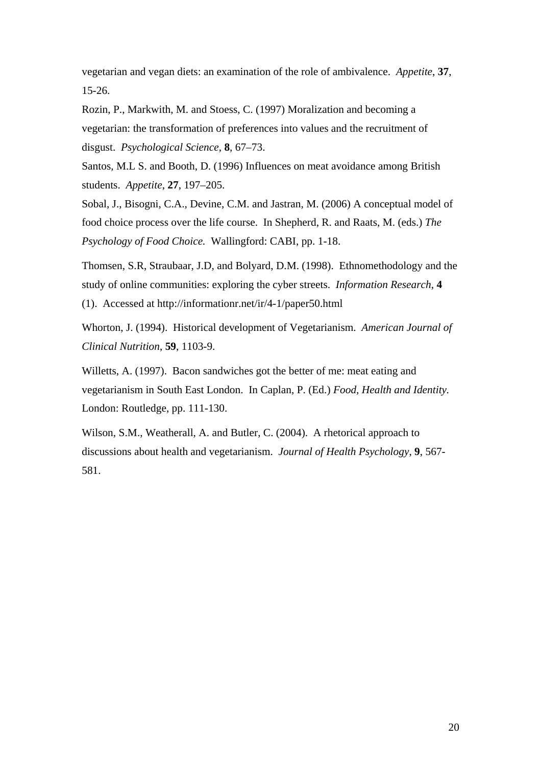vegetarian and vegan diets: an examination of the role of ambivalence. *Appetite*, **37**, 15-26.

Rozin, P., Markwith, M. and Stoess, C. (1997) Moralization and becoming a vegetarian: the transformation of preferences into values and the recruitment of disgust. *Psychological Science*, **8**, 67–73.

Santos, M.L S. and Booth, D. (1996) Influences on meat avoidance among British students. *Appetite*, **27**, 197–205.

Sobal, J., Bisogni, C.A., Devine, C.M. and Jastran, M. (2006) A conceptual model of food choice process over the life course. In Shepherd, R. and Raats, M. (eds.) *The Psychology of Food Choice.* Wallingford: CABI, pp. 1-18.

Thomsen, S.R, Straubaar, J.D, and Bolyard, D.M. (1998). Ethnomethodology and the study of online communities: exploring the cyber streets. *Information Research*, **4** (1). Accessed at http://informationr.net/ir/4-1/paper50.html

Whorton, J. (1994). Historical development of Vegetarianism. *American Journal of Clinical Nutrition*, **59**, 1103-9.

Willetts, A. (1997). Bacon sandwiches got the better of me: meat eating and vegetarianism in South East London. In Caplan, P. (Ed.) *Food, Health and Identity.* London: Routledge, pp. 111-130.

Wilson, S.M., Weatherall, A. and Butler, C. (2004). A rhetorical approach to discussions about health and vegetarianism. *Journal of Health Psychology*, **9**, 567-581.